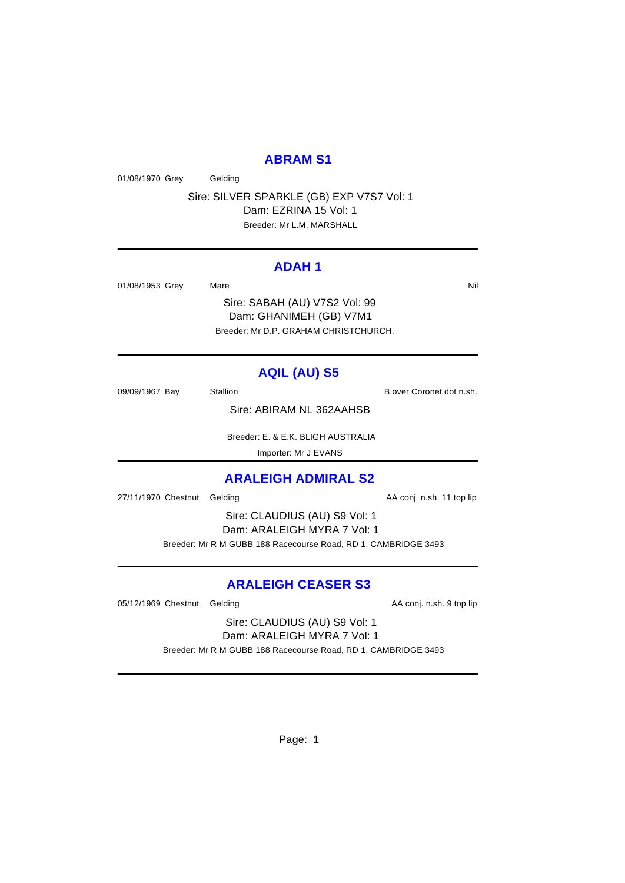## ABRAM S1

01/08/1970 Grey Gelding

Sire: SILVER SPARKLE (GB) EXP V7S7 Vol: 1

Dam: EZRINA 15 Vol: 1

Breeder: Mr L.M. MARSHALL

---

## ADAH 1

01/08/1953 Grey Mare Nil

Sire: SABAH (AU) V7S2 Vol: 99

Dam: GHANIMEH (GB) V7M1

Breeder: Mr D.P. GRAHAM CHRISTCHURCH.

---

## AQIL (AU) S5

09/09/1967 Bay Stallion B over Coronet dot n.sh.

Sire: ABIRAM NL 362AAHSB

Breeder: E. & E.K. BLIGH AUSTRALIA

Importer: Mr J EVANS

---

## ARALEIGH ADMIRAL S2

27/11/1970 Chestnut Gelding AA conj. n.sh. 11 top lip

Sire: CLAUDIUS (AU) S9 Vol: 1

Dam: ARALEIGH MYRA 7 Vol: 1

Breeder: Mr R M GUBB 188 Racecourse Road, RD 1, CAMBRIDGE 3493

---

## ARALEIGH CEASER S3

05/12/1969 Chestnut Gelding AA conj. n.sh. 9 top lip

Sire: CLAUDIUS (AU) S9 Vol: 1

Dam: ARALEIGH MYRA 7 Vol: 1

Breeder: Mr R M GUBB 188 Racecourse Road, RD 1, CAMBRIDGE 3493

---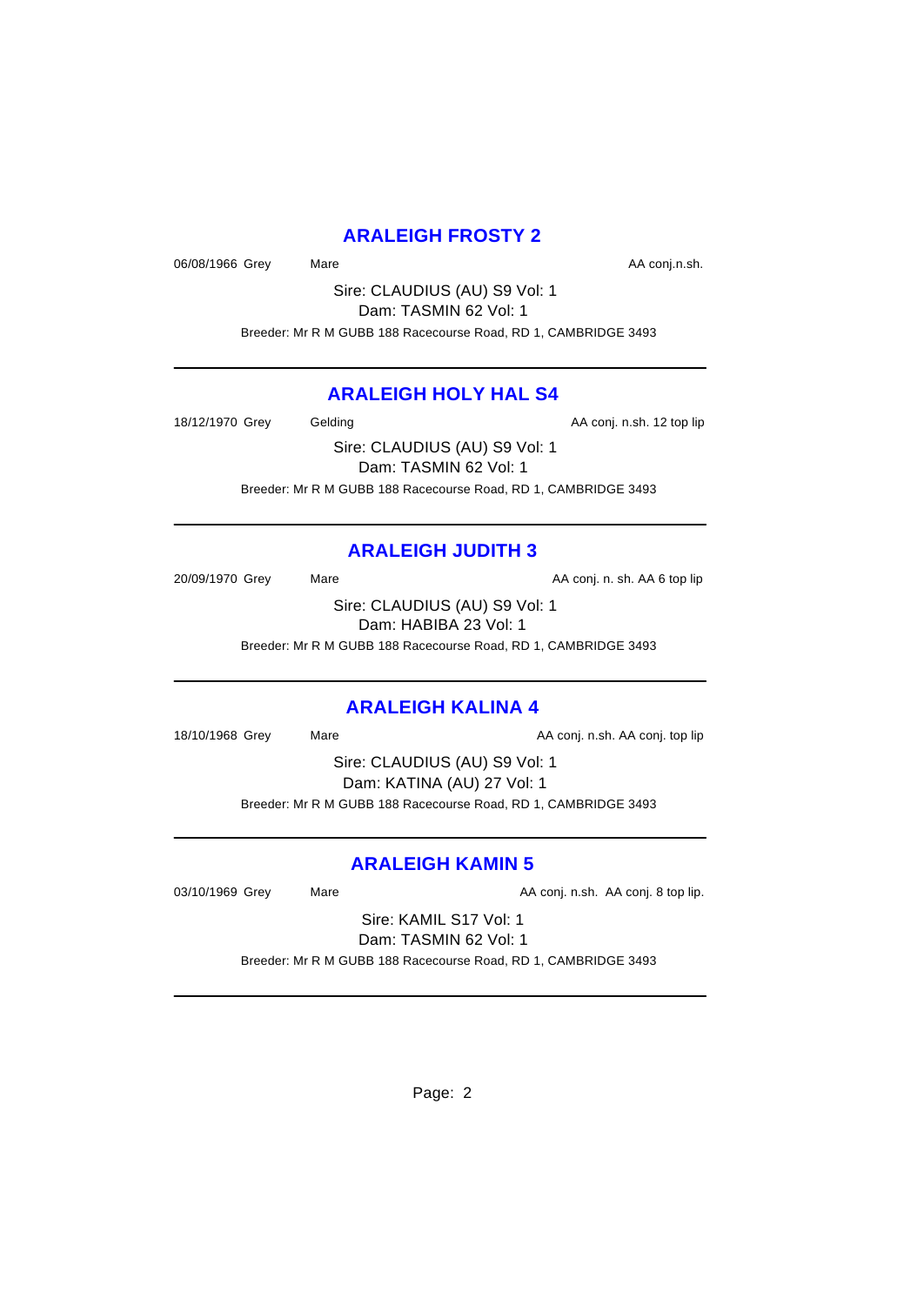## ARALEIGH FROSTY 2

06/08/1966 Grey Mare AA conj.n.sh.

Sire: CLAUDIUS (AU) S9 Vol: 1
Dam: TASMIN 62 Vol: 1

Breeder: Mr R M GUBB 188 Racecourse Road, RD 1, CAMBRIDGE 3493

---

## ARALEIGH HOLY HAL S4

18/12/1970 Grey Gelding AA conj. n.sh. 12 top lip

Sire: CLAUDIUS (AU) S9 Vol: 1
Dam: TASMIN 62 Vol: 1

Breeder: Mr R M GUBB 188 Racecourse Road, RD 1, CAMBRIDGE 3493

---

## ARALEIGH JUDITH 3

20/09/1970 Grey Mare AA conj. n. sh. AA 6 top lip

Sire: CLAUDIUS (AU) S9 Vol: 1
Dam: HABIBA 23 Vol: 1

Breeder: Mr R M GUBB 188 Racecourse Road, RD 1, CAMBRIDGE 3493

---

## ARALEIGH KALINA 4

18/10/1968 Grey Mare AA conj. n.sh. AA conj. top lip

Sire: CLAUDIUS (AU) S9 Vol: 1
Dam: KATINA (AU) 27 Vol: 1

Breeder: Mr R M GUBB 188 Racecourse Road, RD 1, CAMBRIDGE 3493

---

## ARALEIGH KAMIN 5

03/10/1969 Grey Mare AA conj. n.sh. AA conj. 8 top lip.

Sire: KAMIL S17 Vol: 1
Dam: TASMIN 62 Vol: 1

Breeder: Mr R M GUBB 188 Racecourse Road, RD 1, CAMBRIDGE 3493

---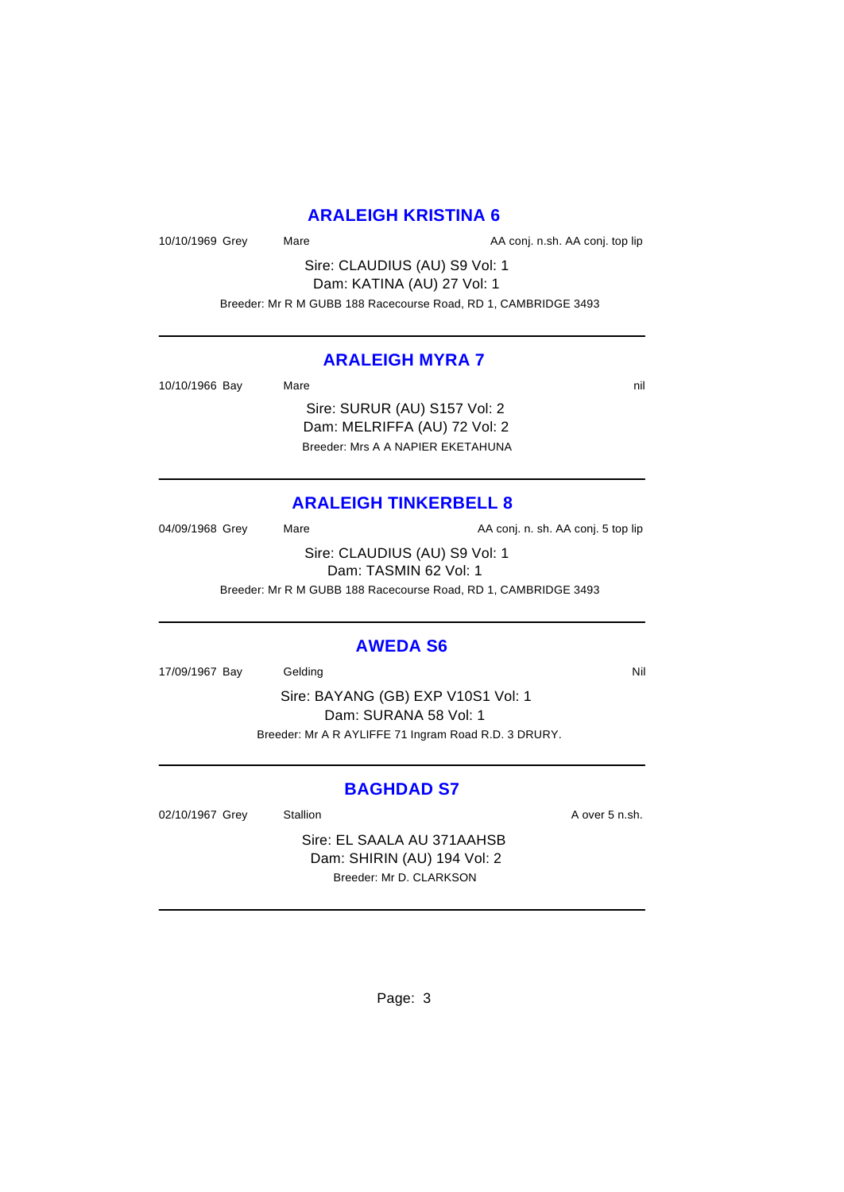## ARALEIGH KRISTINA 6

10/10/1969 Grey Mare AA conj. n.sh. AA conj. top lip

Sire: CLAUDIUS (AU) S9 Vol: 1
Dam: KATINA (AU) 27 Vol: 1
Breeder: Mr R M GUBB 188 Racecourse Road, RD 1, CAMBRIDGE 3493

---

## ARALEIGH MYRA 7

10/10/1966 Bay Mare nil

Sire: SURUR (AU) S157 Vol: 2
Dam: MELRIFFA (AU) 72 Vol: 2
Breeder: Mrs A A NAPIER EKETAHUNA

---

## ARALEIGH TINKERBELL 8

04/09/1968 Grey Mare AA conj. n. sh. AA conj. 5 top lip

Sire: CLAUDIUS (AU) S9 Vol: 1
Dam: TASMIN 62 Vol: 1
Breeder: Mr R M GUBB 188 Racecourse Road, RD 1, CAMBRIDGE 3493

---

## AWEDA S6

17/09/1967 Bay Gelding Nil

Sire: BAYANG (GB) EXP V10S1 Vol: 1
Dam: SURANA 58 Vol: 1
Breeder: Mr A R AYLIFFE 71 Ingram Road R.D. 3 DRURY.

---

## BAGHDAD S7

02/10/1967 Grey Stallion A over 5 n.sh.

Sire: EL SAALA AU 371AAHSB
Dam: SHIRIN (AU) 194 Vol: 2
Breeder: Mr D. CLARKSON

---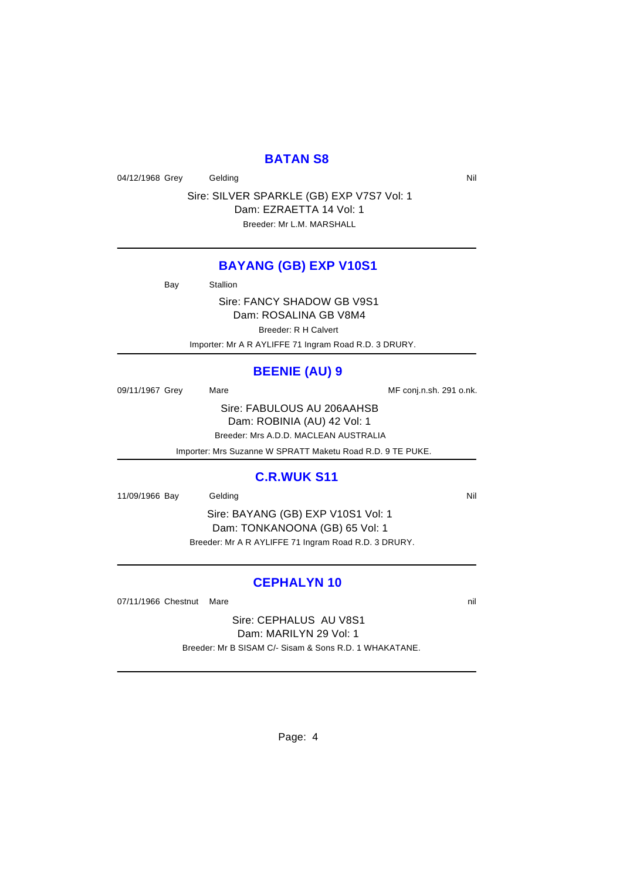## BATAN S8

04/12/1968 Grey Gelding Nil

Sire: SILVER SPARKLE (GB) EXP V7S7 Vol: 1
Dam: EZRAETTA 14 Vol: 1
Breeder: Mr L.M. MARSHALL

---

## BAYANG (GB) EXP V10S1

Bay Stallion

Sire: FANCY SHADOW GB V9S1
Dam: ROSALINA GB V8M4
Breeder: R H Calvert
Importer: Mr A R AYLIFFE 71 Ingram Road R.D. 3 DRURY.

---

## BEENIE (AU) 9

09/11/1967 Grey Mare MF conj.n.sh. 291 o.nk.

Sire: FABULOUS AU 206AAHSB
Dam: ROBINIA (AU) 42 Vol: 1
Breeder: Mrs A.D.D. MACLEAN AUSTRALIA
Importer: Mrs Suzanne W SPRATT Maketu Road R.D. 9 TE PUKE.

---

## C.R.WUK S11

11/09/1966 Bay Gelding Nil

Sire: BAYANG (GB) EXP V10S1 Vol: 1
Dam: TONKANOONA (GB) 65 Vol: 1
Breeder: Mr A R AYLIFFE 71 Ingram Road R.D. 3 DRURY.

---

## CEPHALYN 10

07/11/1966 Chestnut Mare nil

Sire: CEPHALUS AU V8S1
Dam: MARILYN 29 Vol: 1
Breeder: Mr B SISAM C/- Sisam & Sons R.D. 1 WHAKATANE.

---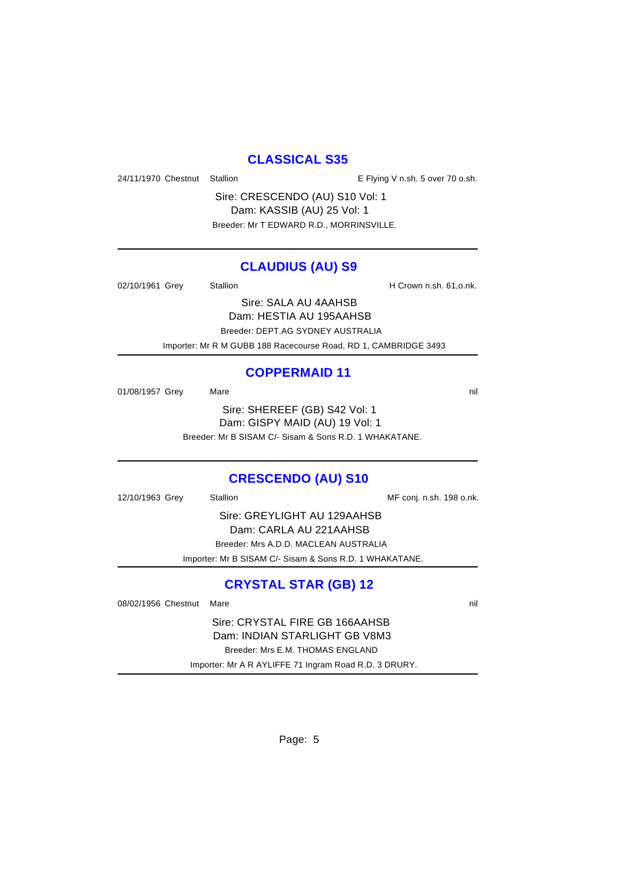## CLASSICAL S35

24/11/1970 Chestnut Stallion E Flying V n.sh. 5 over 70 o.sh.

Sire: CRESCENDO (AU) S10 Vol: 1
Dam: KASSIB (AU) 25 Vol: 1
Breeder: Mr T EDWARD R.D., MORRINSVILLE.

---

## CLAUDIUS (AU) S9

02/10/1961 Grey Stallion H Crown n.sh. 61,o.nk.

Sire: SALA AU 4AAHSB
Dam: HESTIA AU 195AAHSB
Breeder: DEPT.AG SYDNEY AUSTRALIA
Importer: Mr R M GUBB 188 Racecourse Road, RD 1, CAMBRIDGE 3493

---

## COPPERMAID 11

01/08/1957 Grey Mare nil

Sire: SHEREEF (GB) S42 Vol: 1
Dam: GISPY MAID (AU) 19 Vol: 1
Breeder: Mr B SISAM C/- Sisam & Sons R.D. 1 WHAKATANE.

---

## CRESCENDO (AU) S10

12/10/1963 Grey Stallion MF conj. n.sh. 198 o.nk.

Sire: GREYLIGHT AU 129AAHSB
Dam: CARLA AU 221AAHSB
Breeder: Mrs A.D.D. MACLEAN AUSTRALIA
Importer: Mr B SISAM C/- Sisam & Sons R.D. 1 WHAKATANE.

---

## CRYSTAL STAR (GB) 12

08/02/1956 Chestnut Mare nil

Sire: CRYSTAL FIRE GB 166AAHSB
Dam: INDIAN STARLIGHT GB V8M3
Breeder: Mrs E.M. THOMAS ENGLAND
Importer: Mr A R AYLIFFE 71 Ingram Road R.D. 3 DRURY.

---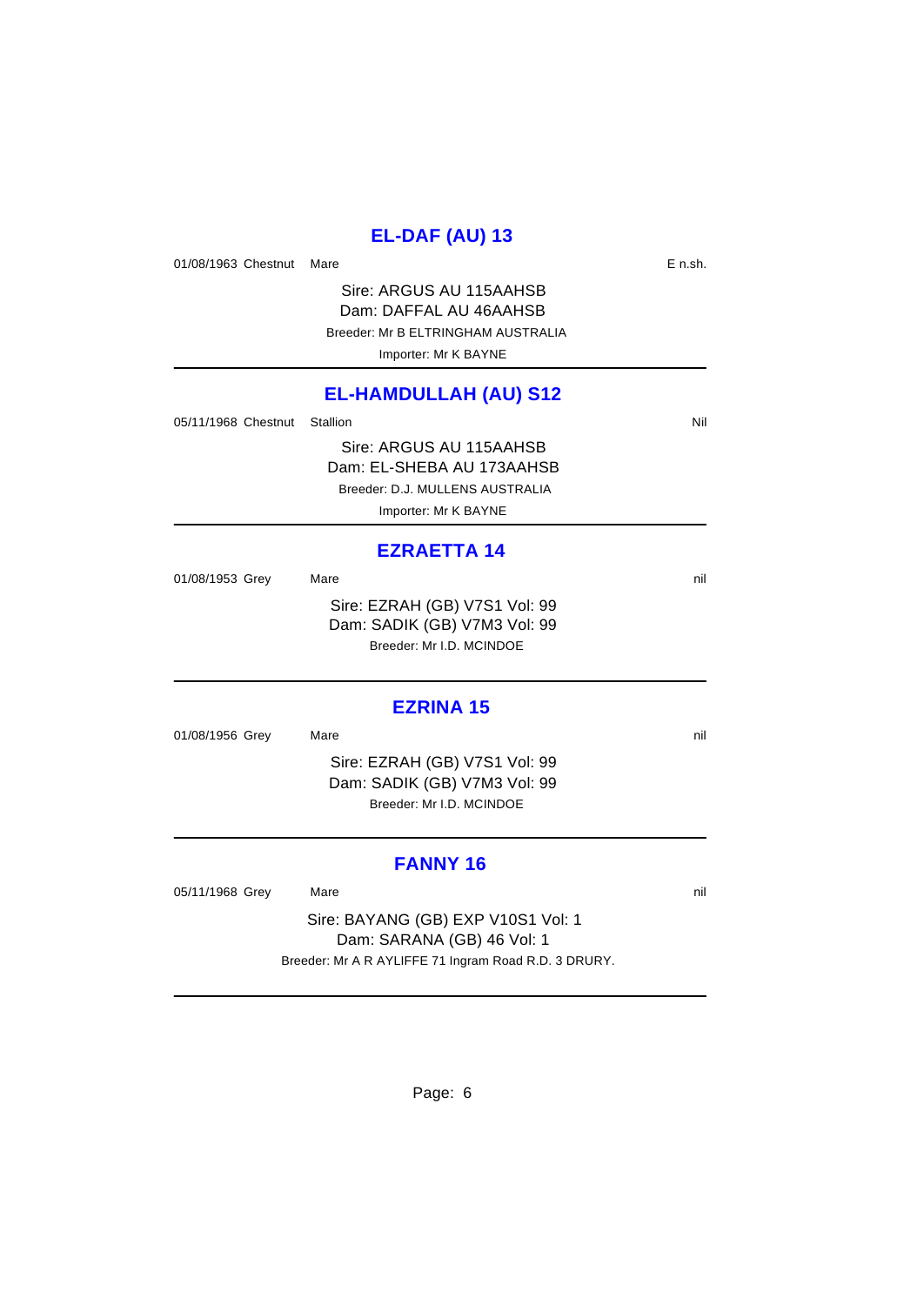## EL-DAF (AU) 13

01/08/1963 Chestnut Mare E n.sh.

Sire: ARGUS AU 115AAHSB
Dam: DAFFAL AU 46AAHSB
Breeder: Mr B ELTRINGHAM AUSTRALIA
Importer: Mr K BAYNE

---

## EL-HAMDULLAH (AU) S12

05/11/1968 Chestnut Stallion Nil

Sire: ARGUS AU 115AAHSB
Dam: EL-SHEBA AU 173AAHSB
Breeder: D.J. MULLENS AUSTRALIA
Importer: Mr K BAYNE

---

## EZRAETTA 14

01/08/1953 Grey Mare nil

Sire: EZRAH (GB) V7S1 Vol: 99
Dam: SADIK (GB) V7M3 Vol: 99
Breeder: Mr I.D. MCINDOE

---

## EZRINA 15

01/08/1956 Grey Mare nil

Sire: EZRAH (GB) V7S1 Vol: 99
Dam: SADIK (GB) V7M3 Vol: 99
Breeder: Mr I.D. MCINDOE

---

## FANNY 16

05/11/1968 Grey Mare nil

Sire: BAYANG (GB) EXP V10S1 Vol: 1
Dam: SARANA (GB) 46 Vol: 1
Breeder: Mr A R AYLIFFE 71 Ingram Road R.D. 3 DRURY.

---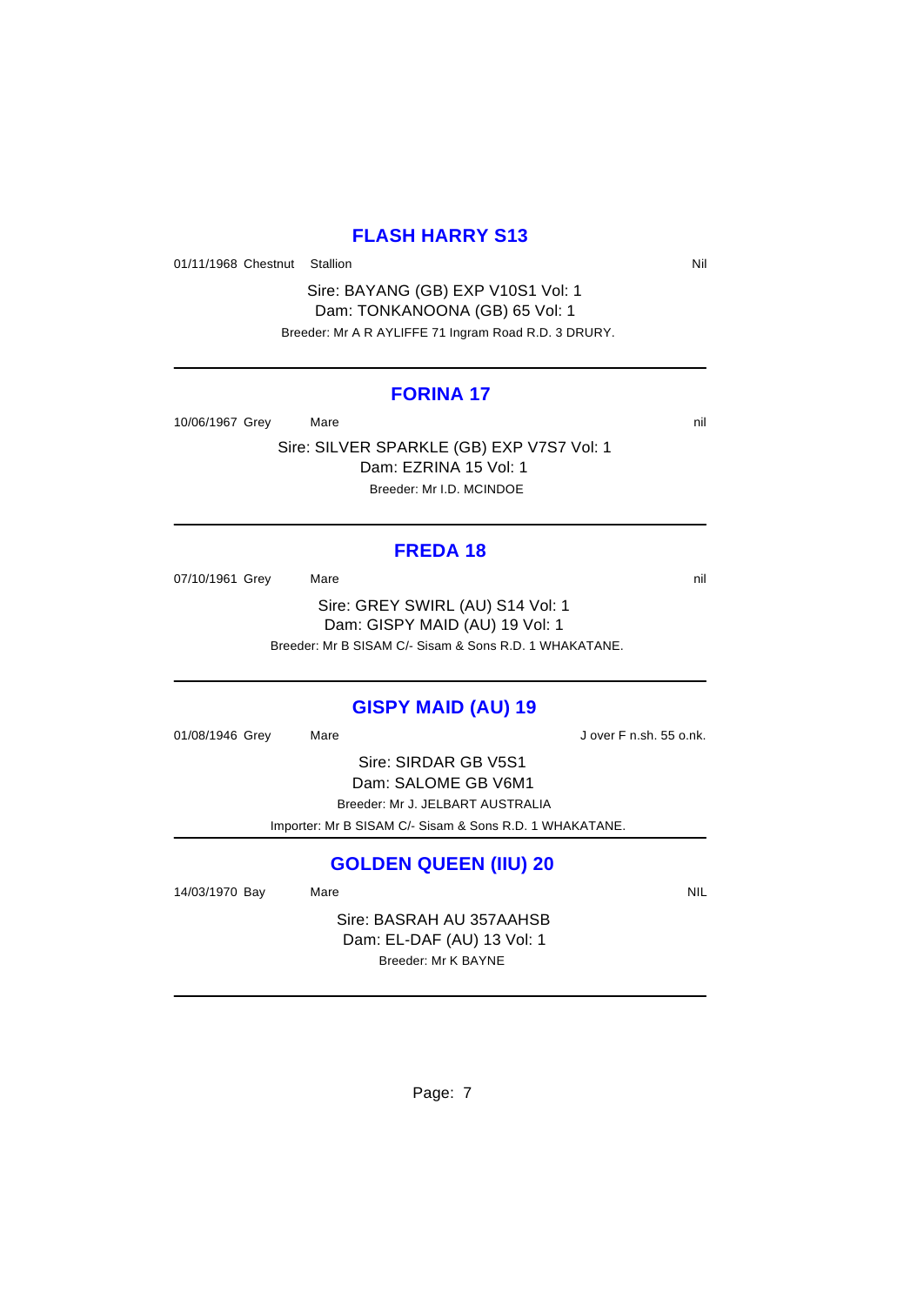## FLASH HARRY S13

01/11/1968 Chestnut Stallion Nil

Sire: BAYANG (GB) EXP V10S1 Vol: 1
Dam: TONKANOONA (GB) 65 Vol: 1
Breeder: Mr A R AYLIFFE 71 Ingram Road R.D. 3 DRURY.

---

## FORINA 17

10/06/1967 Grey Mare nil

Sire: SILVER SPARKLE (GB) EXP V7S7 Vol: 1
Dam: EZRINA 15 Vol: 1
Breeder: Mr I.D. MCINDOE

---

## FREDA 18

07/10/1961 Grey Mare nil

Sire: GREY SWIRL (AU) S14 Vol: 1
Dam: GISPY MAID (AU) 19 Vol: 1
Breeder: Mr B SISAM C/- Sisam & Sons R.D. 1 WHAKATANE.

---

## GISPY MAID (AU) 19

01/08/1946 Grey Mare J over F n.sh. 55 o.nk.

Sire: SIRDAR GB V5S1
Dam: SALOME GB V6M1
Breeder: Mr J. JELBART AUSTRALIA
Importer: Mr B SISAM C/- Sisam & Sons R.D. 1 WHAKATANE.

---

## GOLDEN QUEEN (IIU) 20

14/03/1970 Bay Mare NIL

Sire: BASRAH AU 357AAHSB
Dam: EL-DAF (AU) 13 Vol: 1
Breeder: Mr K BAYNE

---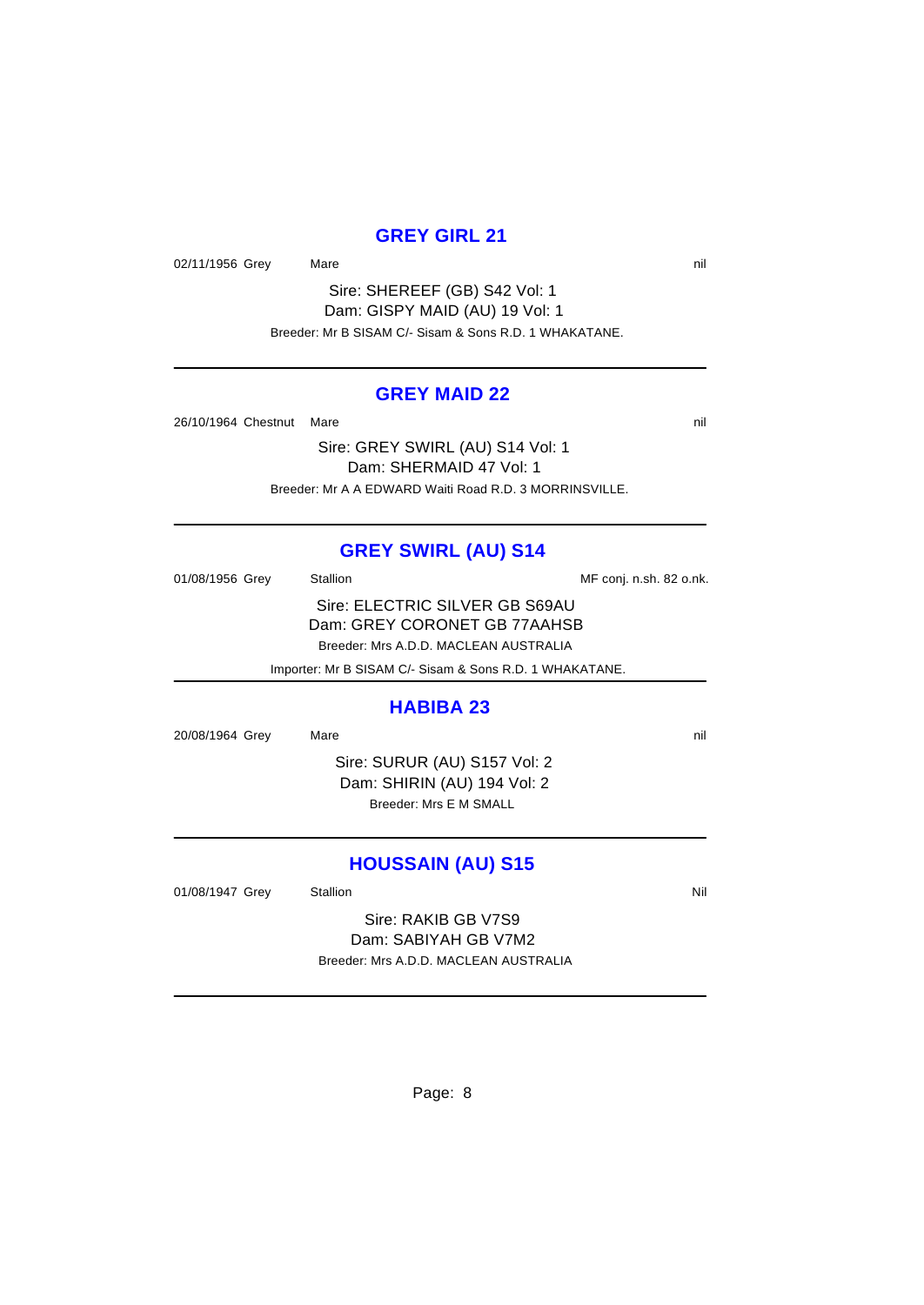## GREY GIRL 21

02/11/1956 Grey Mare nil

Sire: SHEREEF (GB) S42 Vol: 1
Dam: GISPY MAID (AU) 19 Vol: 1
Breeder: Mr B SISAM C/- Sisam & Sons R.D. 1 WHAKATANE.

---

## GREY MAID 22

26/10/1964 Chestnut Mare nil

Sire: GREY SWIRL (AU) S14 Vol: 1
Dam: SHERMAID 47 Vol: 1
Breeder: Mr A A EDWARD Waiti Road R.D. 3 MORRINSVILLE.

---

## GREY SWIRL (AU) S14

01/08/1956 Grey Stallion MF conj. n.sh. 82 o.nk.

Sire: ELECTRIC SILVER GB S69AU
Dam: GREY CORONET GB 77AAHSB
Breeder: Mrs A.D.D. MACLEAN AUSTRALIA
Importer: Mr B SISAM C/- Sisam & Sons R.D. 1 WHAKATANE.

---

## HABIBA 23

20/08/1964 Grey Mare nil

Sire: SURUR (AU) S157 Vol: 2
Dam: SHIRIN (AU) 194 Vol: 2
Breeder: Mrs E M SMALL

---

## HOUSSAIN (AU) S15

01/08/1947 Grey Stallion Nil

Sire: RAKIB GB V7S9
Dam: SABIYAH GB V7M2
Breeder: Mrs A.D.D. MACLEAN AUSTRALIA

---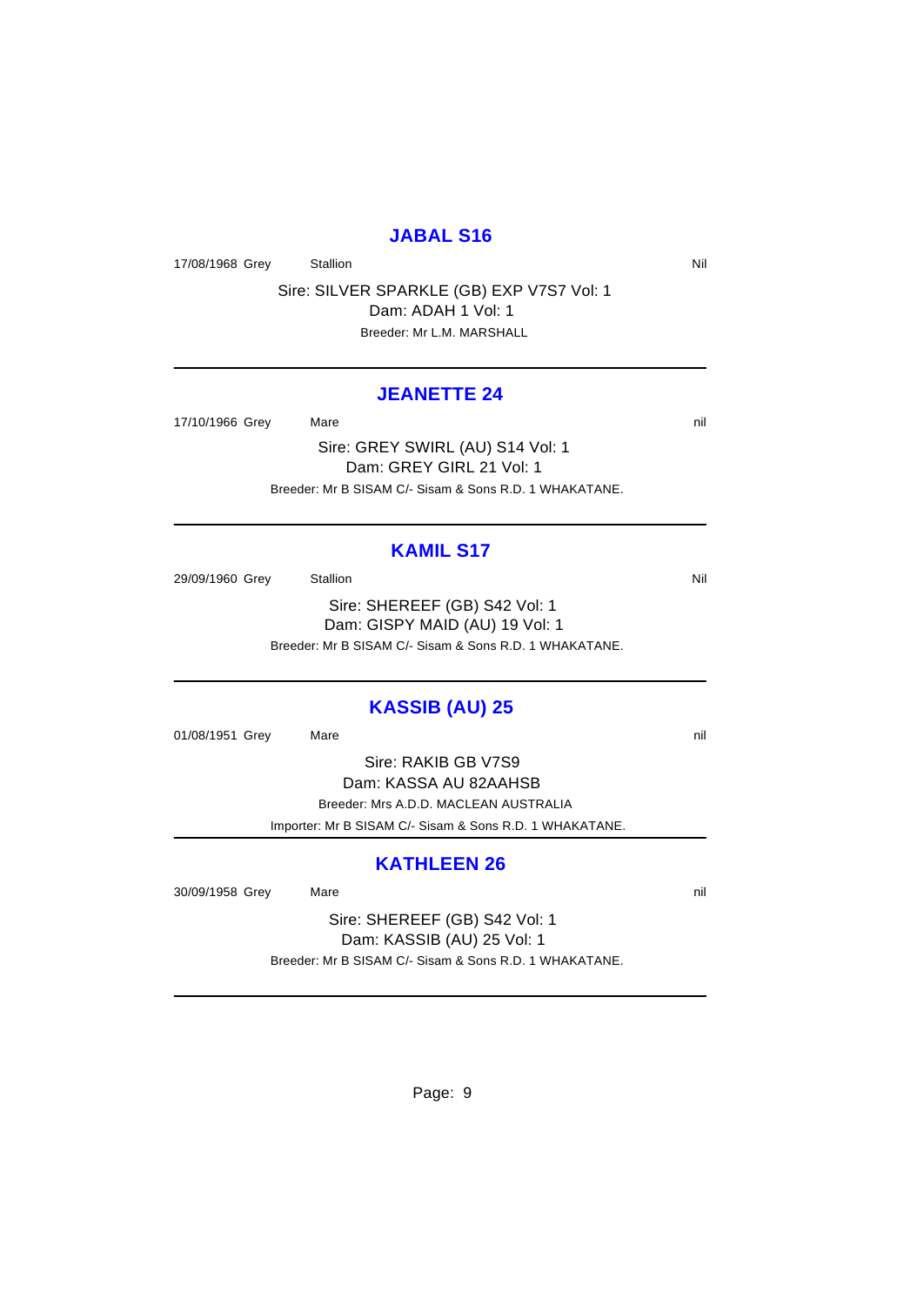## JABAL S16

17/08/1968 Grey Stallion Nil

Sire: SILVER SPARKLE (GB) EXP V7S7 Vol: 1

Dam: ADAH 1 Vol: 1

Breeder: Mr L.M. MARSHALL

---

## JEANETTE 24

17/10/1966 Grey Mare nil

Sire: GREY SWIRL (AU) S14 Vol: 1

Dam: GREY GIRL 21 Vol: 1

Breeder: Mr B SISAM C/- Sisam & Sons R.D. 1 WHAKATANE.

---

## KAMIL S17

29/09/1960 Grey Stallion Nil

Sire: SHEREEF (GB) S42 Vol: 1

Dam: GISPY MAID (AU) 19 Vol: 1

Breeder: Mr B SISAM C/- Sisam & Sons R.D. 1 WHAKATANE.

---

## KASSIB (AU) 25

01/08/1951 Grey Mare nil

Sire: RAKIB GB V7S9

Dam: KASSA AU 82AAHSB

Breeder: Mrs A.D.D. MACLEAN AUSTRALIA

Importer: Mr B SISAM C/- Sisam & Sons R.D. 1 WHAKATANE.

---

## KATHLEEN 26

30/09/1958 Grey Mare nil

Sire: SHEREEF (GB) S42 Vol: 1

Dam: KASSIB (AU) 25 Vol: 1

Breeder: Mr B SISAM C/- Sisam & Sons R.D. 1 WHAKATANE.

---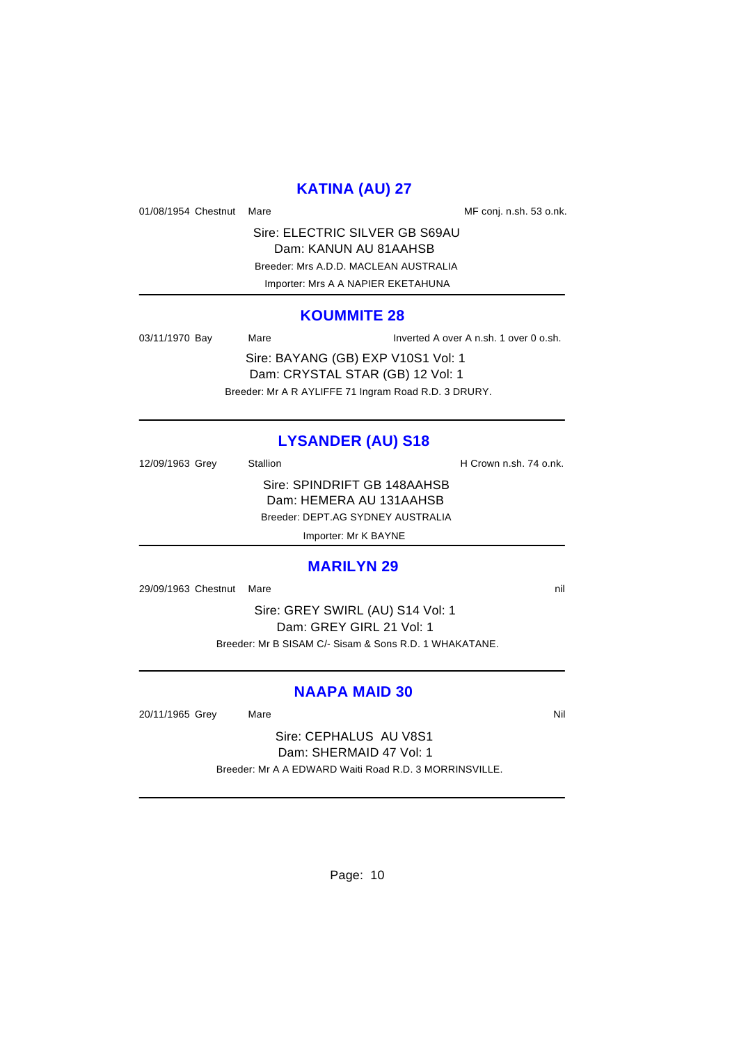## KATINA (AU) 27

01/08/1954 Chestnut Mare MF conj. n.sh. 53 o.nk.

Sire: ELECTRIC SILVER GB S69AU
Dam: KANUN AU 81AAHSB
Breeder: Mrs A.D.D. MACLEAN AUSTRALIA
Importer: Mrs A A NAPIER EKETAHUNA

---

## KOUMMITE 28

03/11/1970 Bay Mare Inverted A over A n.sh. 1 over 0 o.sh.

Sire: BAYANG (GB) EXP V10S1 Vol: 1
Dam: CRYSTAL STAR (GB) 12 Vol: 1
Breeder: Mr A R AYLIFFE 71 Ingram Road R.D. 3 DRURY.

---

## LYSANDER (AU) S18

12/09/1963 Grey Stallion H Crown n.sh. 74 o.nk.

Sire: SPINDRIFT GB 148AAHSB
Dam: HEMERA AU 131AAHSB
Breeder: DEPT.AG SYDNEY AUSTRALIA
Importer: Mr K BAYNE

---

## MARILYN 29

29/09/1963 Chestnut Mare nil

Sire: GREY SWIRL (AU) S14 Vol: 1
Dam: GREY GIRL 21 Vol: 1
Breeder: Mr B SISAM C/- Sisam & Sons R.D. 1 WHAKATANE.

---

## NAAPA MAID 30

20/11/1965 Grey Mare Nil

Sire: CEPHALUS AU V8S1
Dam: SHERMAID 47 Vol: 1
Breeder: Mr A A EDWARD Waiti Road R.D. 3 MORRINSVILLE.

---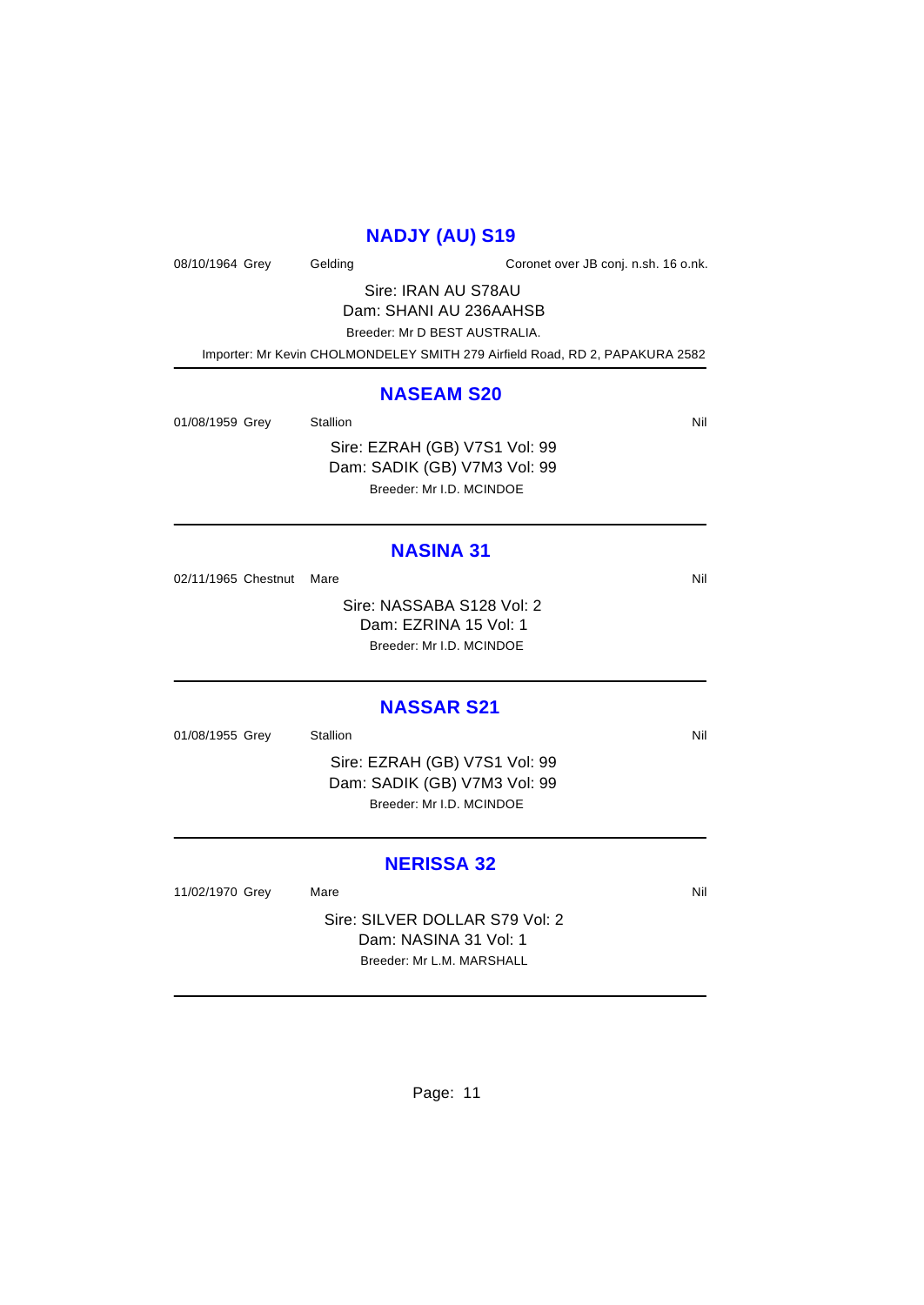## NADJY (AU) S19

08/10/1964 Grey Gelding Coronet over JB conj. n.sh. 16 o.nk.

Sire: IRAN AU S78AU
Dam: SHANI AU 236AAHSB
Breeder: Mr D BEST AUSTRALIA.
Importer: Mr Kevin CHOLMONDELEY SMITH 279 Airfield Road, RD 2, PAPAKURA 2582

---

## NASEAM S20

01/08/1959 Grey Stallion Nil

Sire: EZRAH (GB) V7S1 Vol: 99
Dam: SADIK (GB) V7M3 Vol: 99
Breeder: Mr I.D. MCINDOE

---

## NASINA 31

02/11/1965 Chestnut Mare Nil

Sire: NASSABA S128 Vol: 2
Dam: EZRINA 15 Vol: 1
Breeder: Mr I.D. MCINDOE

---

## NASSAR S21

01/08/1955 Grey Stallion Nil

Sire: EZRAH (GB) V7S1 Vol: 99
Dam: SADIK (GB) V7M3 Vol: 99
Breeder: Mr I.D. MCINDOE

---

## NERISSA 32

11/02/1970 Grey Mare Nil

Sire: SILVER DOLLAR S79 Vol: 2
Dam: NASINA 31 Vol: 1
Breeder: Mr L.M. MARSHALL

---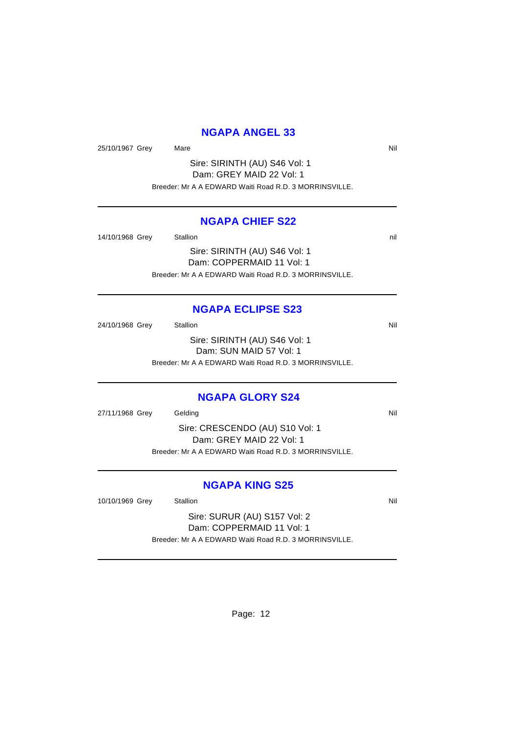## NGAPA ANGEL 33

25/10/1967 Grey Mare Nil

Sire: SIRINTH (AU) S46 Vol: 1
Dam: GREY MAID 22 Vol: 1
Breeder: Mr A A EDWARD Waiti Road R.D. 3 MORRINSVILLE.

---

## NGAPA CHIEF S22

14/10/1968 Grey Stallion nil

Sire: SIRINTH (AU) S46 Vol: 1
Dam: COPPERMAID 11 Vol: 1
Breeder: Mr A A EDWARD Waiti Road R.D. 3 MORRINSVILLE.

---

## NGAPA ECLIPSE S23

24/10/1968 Grey Stallion Nil

Sire: SIRINTH (AU) S46 Vol: 1
Dam: SUN MAID 57 Vol: 1
Breeder: Mr A A EDWARD Waiti Road R.D. 3 MORRINSVILLE.

---

## NGAPA GLORY S24

27/11/1968 Grey Gelding Nil

Sire: CRESCENDO (AU) S10 Vol: 1
Dam: GREY MAID 22 Vol: 1
Breeder: Mr A A EDWARD Waiti Road R.D. 3 MORRINSVILLE.

---

## NGAPA KING S25

10/10/1969 Grey Stallion Nil

Sire: SURUR (AU) S157 Vol: 2
Dam: COPPERMAID 11 Vol: 1
Breeder: Mr A A EDWARD Waiti Road R.D. 3 MORRINSVILLE.

---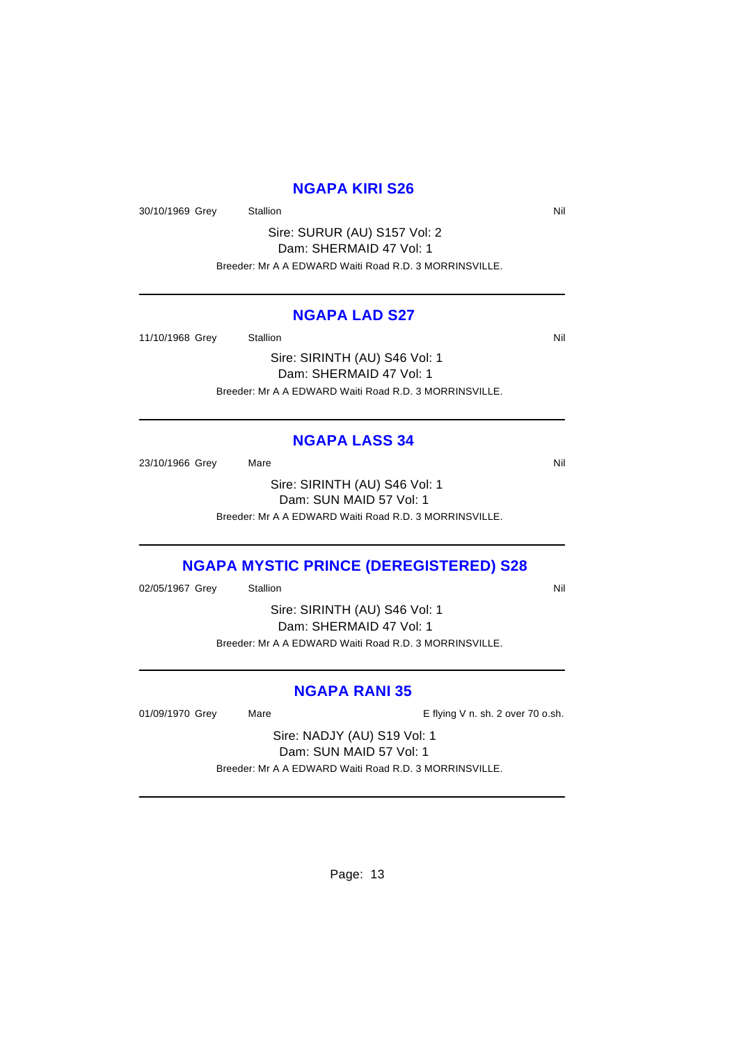## NGAPA KIRI S26

30/10/1969 Grey Stallion Nil

Sire: SURUR (AU) S157 Vol: 2
Dam: SHERMAID 47 Vol: 1
Breeder: Mr A A EDWARD Waiti Road R.D. 3 MORRINSVILLE.

---

## NGAPA LAD S27

11/10/1968 Grey Stallion Nil

Sire: SIRINTH (AU) S46 Vol: 1
Dam: SHERMAID 47 Vol: 1
Breeder: Mr A A EDWARD Waiti Road R.D. 3 MORRINSVILLE.

---

## NGAPA LASS 34

23/10/1966 Grey Mare Nil

Sire: SIRINTH (AU) S46 Vol: 1
Dam: SUN MAID 57 Vol: 1
Breeder: Mr A A EDWARD Waiti Road R.D. 3 MORRINSVILLE.

---

## NGAPA MYSTIC PRINCE (DEREGISTERED) S28

02/05/1967 Grey Stallion Nil

Sire: SIRINTH (AU) S46 Vol: 1
Dam: SHERMAID 47 Vol: 1
Breeder: Mr A A EDWARD Waiti Road R.D. 3 MORRINSVILLE.

---

## NGAPA RANI 35

01/09/1970 Grey Mare E flying V n. sh. 2 over 70 o.sh.

Sire: NADJY (AU) S19 Vol: 1
Dam: SUN MAID 57 Vol: 1
Breeder: Mr A A EDWARD Waiti Road R.D. 3 MORRINSVILLE.

---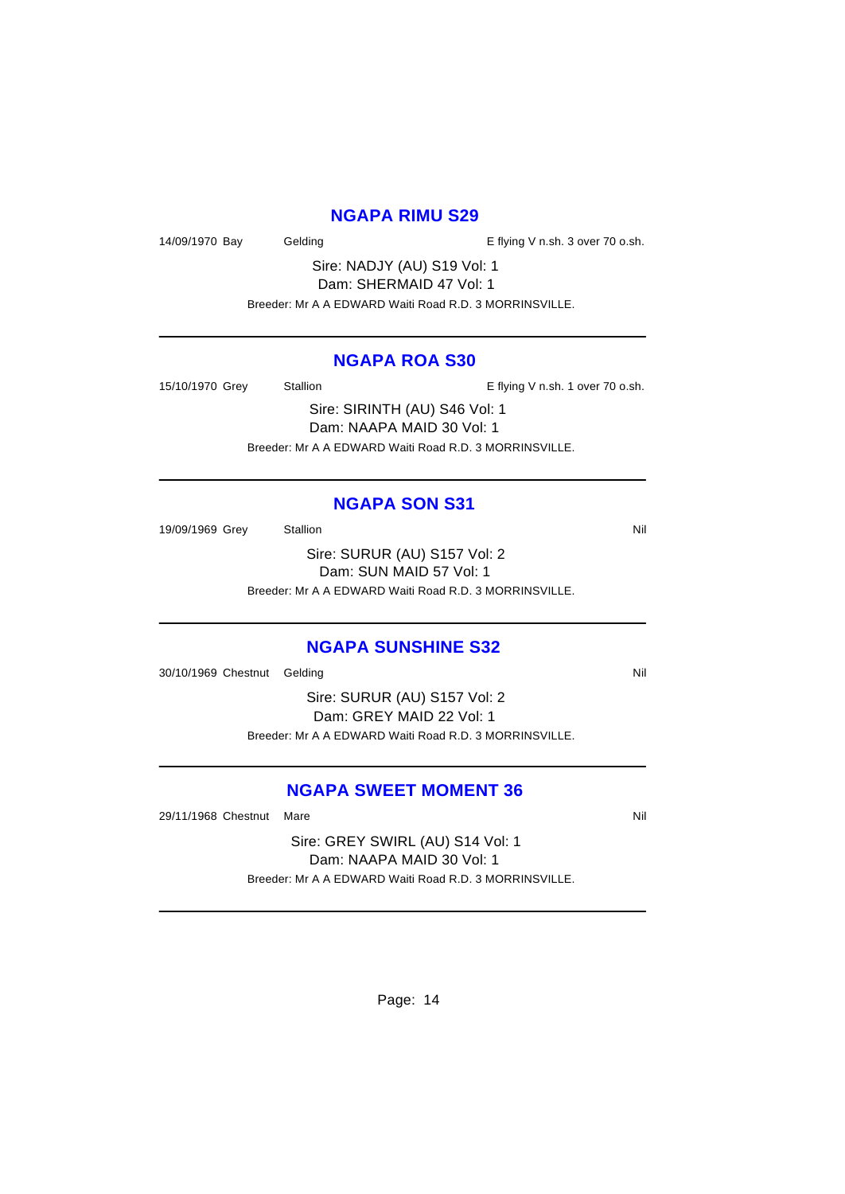## NGAPA RIMU S29

14/09/1970 Bay Gelding E flying V n.sh. 3 over 70 o.sh.

Sire: NADJY (AU) S19 Vol: 1
Dam: SHERMAID 47 Vol: 1
Breeder: Mr A A EDWARD Waiti Road R.D. 3 MORRINSVILLE.

---

## NGAPA ROA S30

15/10/1970 Grey Stallion E flying V n.sh. 1 over 70 o.sh.

Sire: SIRINTH (AU) S46 Vol: 1
Dam: NAAPA MAID 30 Vol: 1
Breeder: Mr A A EDWARD Waiti Road R.D. 3 MORRINSVILLE.

---

## NGAPA SON S31

19/09/1969 Grey Stallion Nil

Sire: SURUR (AU) S157 Vol: 2
Dam: SUN MAID 57 Vol: 1
Breeder: Mr A A EDWARD Waiti Road R.D. 3 MORRINSVILLE.

---

## NGAPA SUNSHINE S32

30/10/1969 Chestnut Gelding Nil

Sire: SURUR (AU) S157 Vol: 2
Dam: GREY MAID 22 Vol: 1
Breeder: Mr A A EDWARD Waiti Road R.D. 3 MORRINSVILLE.

---

## NGAPA SWEET MOMENT 36

29/11/1968 Chestnut Mare Nil

Sire: GREY SWIRL (AU) S14 Vol: 1
Dam: NAAPA MAID 30 Vol: 1
Breeder: Mr A A EDWARD Waiti Road R.D. 3 MORRINSVILLE.

---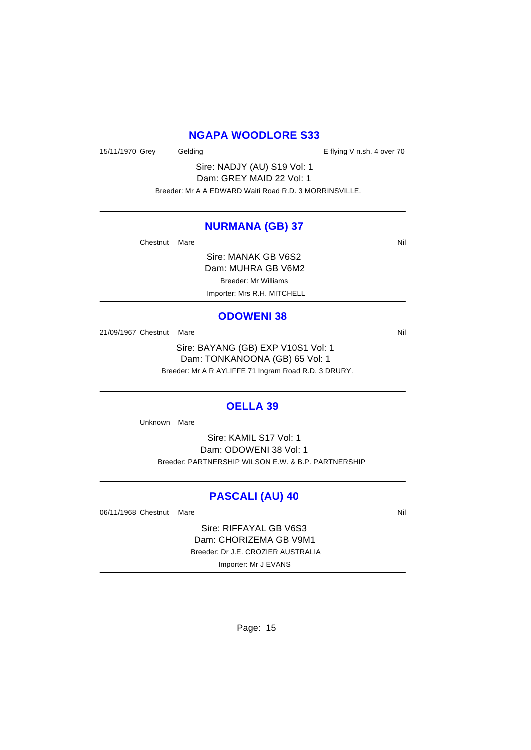## NGAPA WOODLORE S33

15/11/1970 Grey Gelding E flying V n.sh. 4 over 70

Sire: NADJY (AU) S19 Vol: 1
Dam: GREY MAID 22 Vol: 1
Breeder: Mr A A EDWARD Waiti Road R.D. 3 MORRINSVILLE.

---

## NURMANA (GB) 37

Chestnut Mare Nil

Sire: MANAK GB V6S2
Dam: MUHRA GB V6M2
Breeder: Mr Williams
Importer: Mrs R.H. MITCHELL

---

## ODOWENI 38

21/09/1967 Chestnut Mare Nil

Sire: BAYANG (GB) EXP V10S1 Vol: 1
Dam: TONKANOONA (GB) 65 Vol: 1
Breeder: Mr A R AYLIFFE 71 Ingram Road R.D. 3 DRURY.

---

## OELLA 39

Unknown Mare

Sire: KAMIL S17 Vol: 1
Dam: ODOWENI 38 Vol: 1
Breeder: PARTNERSHIP WILSON E.W. & B.P. PARTNERSHIP

---

## PASCALI (AU) 40

06/11/1968 Chestnut Mare Nil

Sire: RIFFAYAL GB V6S3
Dam: CHORIZEMA GB V9M1
Breeder: Dr J.E. CROZIER AUSTRALIA
Importer: Mr J EVANS

---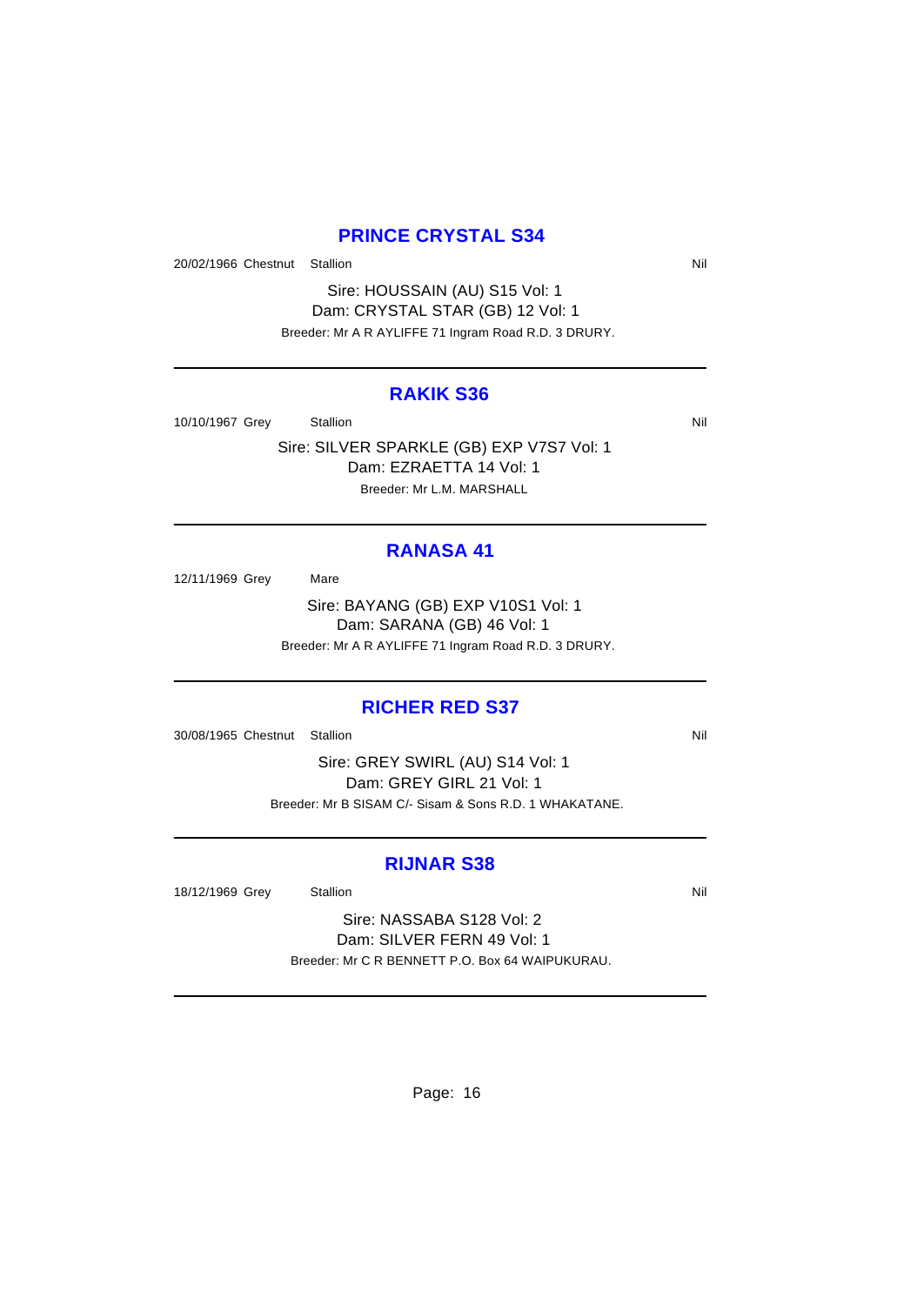## PRINCE CRYSTAL S34

20/02/1966 Chestnut Stallion Nil

Sire: HOUSSAIN (AU) S15 Vol: 1
Dam: CRYSTAL STAR (GB) 12 Vol: 1
Breeder: Mr A R AYLIFFE 71 Ingram Road R.D. 3 DRURY.

---

## RAKIK S36

10/10/1967 Grey Stallion Nil

Sire: SILVER SPARKLE (GB) EXP V7S7 Vol: 1
Dam: EZRAETTA 14 Vol: 1
Breeder: Mr L.M. MARSHALL

---

## RANASA 41

12/11/1969 Grey Mare

Sire: BAYANG (GB) EXP V10S1 Vol: 1
Dam: SARANA (GB) 46 Vol: 1
Breeder: Mr A R AYLIFFE 71 Ingram Road R.D. 3 DRURY.

---

## RICHER RED S37

30/08/1965 Chestnut Stallion Nil

Sire: GREY SWIRL (AU) S14 Vol: 1
Dam: GREY GIRL 21 Vol: 1
Breeder: Mr B SISAM C/- Sisam & Sons R.D. 1 WHAKATANE.

---

## RIJNAR S38

18/12/1969 Grey Stallion Nil

Sire: NASSABA S128 Vol: 2
Dam: SILVER FERN 49 Vol: 1
Breeder: Mr C R BENNETT P.O. Box 64 WAIPUKURAU.

---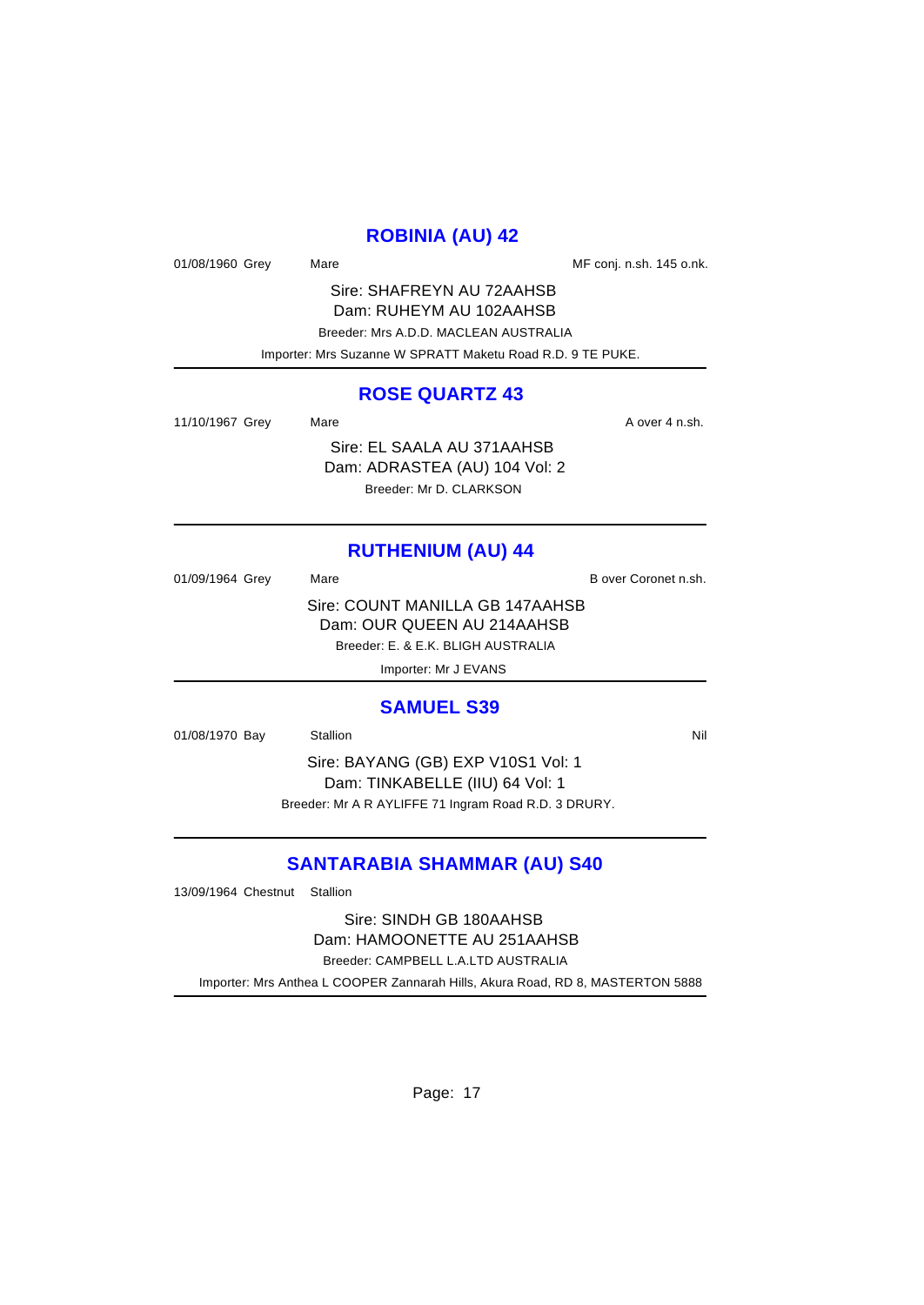## ROBINIA (AU) 42

01/08/1960 Grey Mare MF conj. n.sh. 145 o.nk.

Sire: SHAFREYN AU 72AAHSB
Dam: RUHEYM AU 102AAHSB
Breeder: Mrs A.D.D. MACLEAN AUSTRALIA
Importer: Mrs Suzanne W SPRATT Maketu Road R.D. 9 TE PUKE.

---

## ROSE QUARTZ 43

11/10/1967 Grey Mare A over 4 n.sh.

Sire: EL SAALA AU 371AAHSB
Dam: ADRASTEA (AU) 104 Vol: 2
Breeder: Mr D. CLARKSON

---

## RUTHENIUM (AU) 44

01/09/1964 Grey Mare B over Coronet n.sh.

Sire: COUNT MANILLA GB 147AAHSB
Dam: OUR QUEEN AU 214AAHSB
Breeder: E. & E.K. BLIGH AUSTRALIA
Importer: Mr J EVANS

---

## SAMUEL S39

01/08/1970 Bay Stallion Nil

Sire: BAYANG (GB) EXP V10S1 Vol: 1
Dam: TINKABELLE (IIU) 64 Vol: 1
Breeder: Mr A R AYLIFFE 71 Ingram Road R.D. 3 DRURY.

---

## SANTARABIA SHAMMAR (AU) S40

13/09/1964 Chestnut Stallion

Sire: SINDH GB 180AAHSB
Dam: HAMOONETTE AU 251AAHSB
Breeder: CAMPBELL L.A.LTD AUSTRALIA
Importer: Mrs Anthea L COOPER Zannarah Hills, Akura Road, RD 8, MASTERTON 5888

---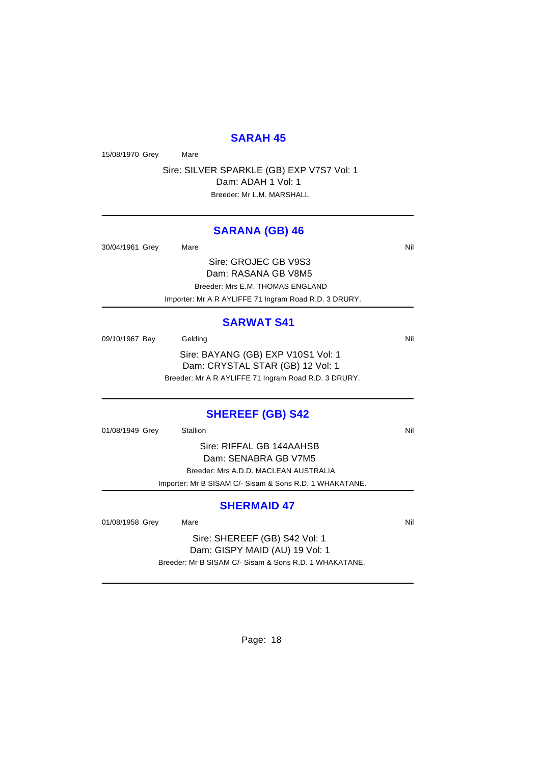## SARAH 45

15/08/1970 Grey Mare

Sire: SILVER SPARKLE (GB) EXP V7S7 Vol: 1
Dam: ADAH 1 Vol: 1
Breeder: Mr L.M. MARSHALL

---

## SARANA (GB) 46

30/04/1961 Grey Mare Nil

Sire: GROJEC GB V9S3
Dam: RASANA GB V8M5
Breeder: Mrs E.M. THOMAS ENGLAND
Importer: Mr A R AYLIFFE 71 Ingram Road R.D. 3 DRURY.

---

## SARWAT S41

09/10/1967 Bay Gelding Nil

Sire: BAYANG (GB) EXP V10S1 Vol: 1
Dam: CRYSTAL STAR (GB) 12 Vol: 1
Breeder: Mr A R AYLIFFE 71 Ingram Road R.D. 3 DRURY.

---

## SHEREEF (GB) S42

01/08/1949 Grey Stallion Nil

Sire: RIFFAL GB 144AAHSB
Dam: SENABRA GB V7M5
Breeder: Mrs A.D.D. MACLEAN AUSTRALIA
Importer: Mr B SISAM C/- Sisam & Sons R.D. 1 WHAKATANE.

---

## SHERMAID 47

01/08/1958 Grey Mare Nil

Sire: SHEREEF (GB) S42 Vol: 1
Dam: GISPY MAID (AU) 19 Vol: 1
Breeder: Mr B SISAM C/- Sisam & Sons R.D. 1 WHAKATANE.

---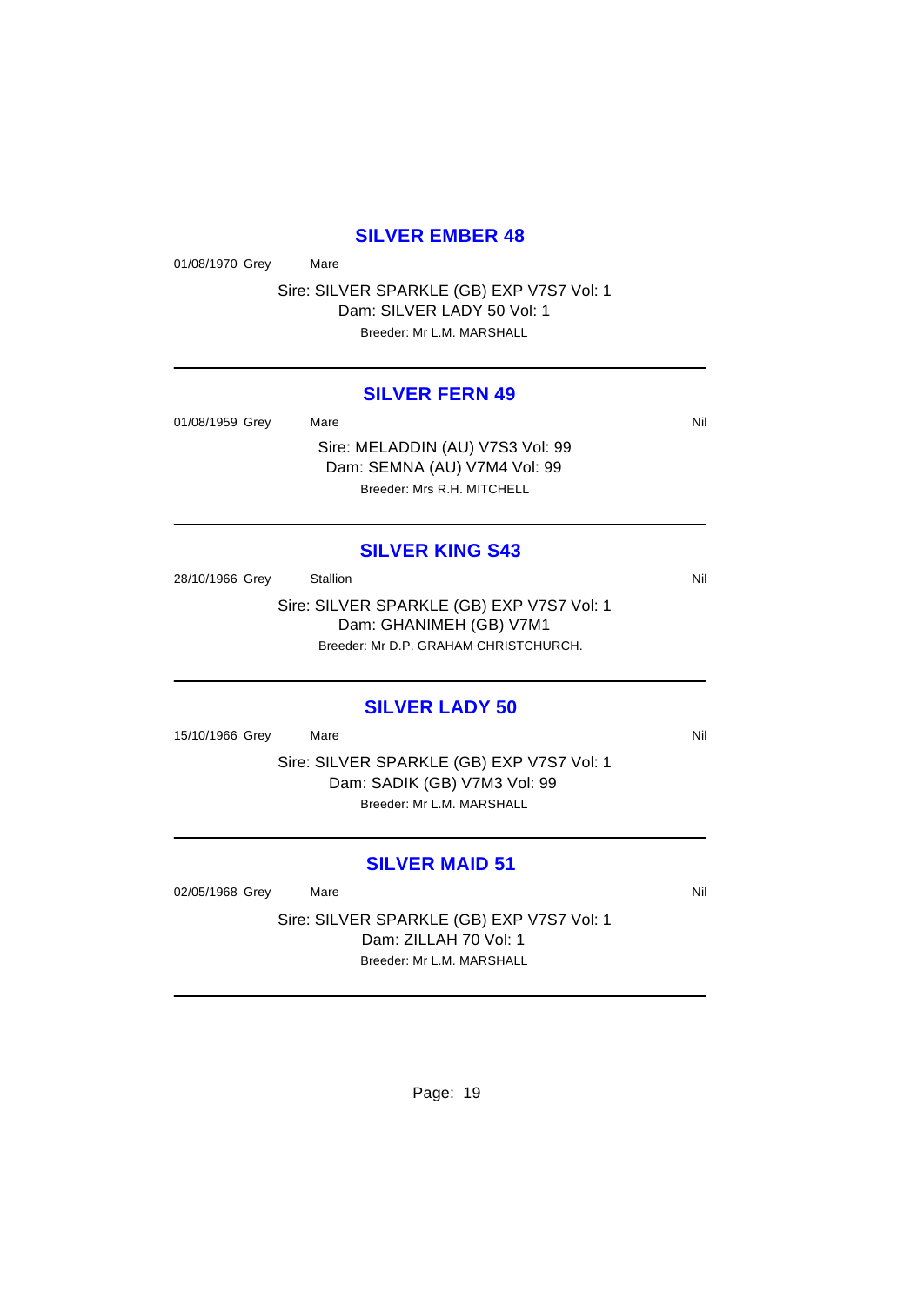## SILVER EMBER 48

01/08/1970 Grey Mare

Sire: SILVER SPARKLE (GB) EXP V7S7 Vol: 1
Dam: SILVER LADY 50 Vol: 1
Breeder: Mr L.M. MARSHALL

---

## SILVER FERN 49

01/08/1959 Grey Mare Nil

Sire: MELADDIN (AU) V7S3 Vol: 99
Dam: SEMNA (AU) V7M4 Vol: 99
Breeder: Mrs R.H. MITCHELL

---

## SILVER KING S43

28/10/1966 Grey Stallion Nil

Sire: SILVER SPARKLE (GB) EXP V7S7 Vol: 1
Dam: GHANIMEH (GB) V7M1
Breeder: Mr D.P. GRAHAM CHRISTCHURCH.

---

## SILVER LADY 50

15/10/1966 Grey Mare Nil

Sire: SILVER SPARKLE (GB) EXP V7S7 Vol: 1
Dam: SADIK (GB) V7M3 Vol: 99
Breeder: Mr L.M. MARSHALL

---

## SILVER MAID 51

02/05/1968 Grey Mare Nil

Sire: SILVER SPARKLE (GB) EXP V7S7 Vol: 1
Dam: ZILLAH 70 Vol: 1
Breeder: Mr L.M. MARSHALL

---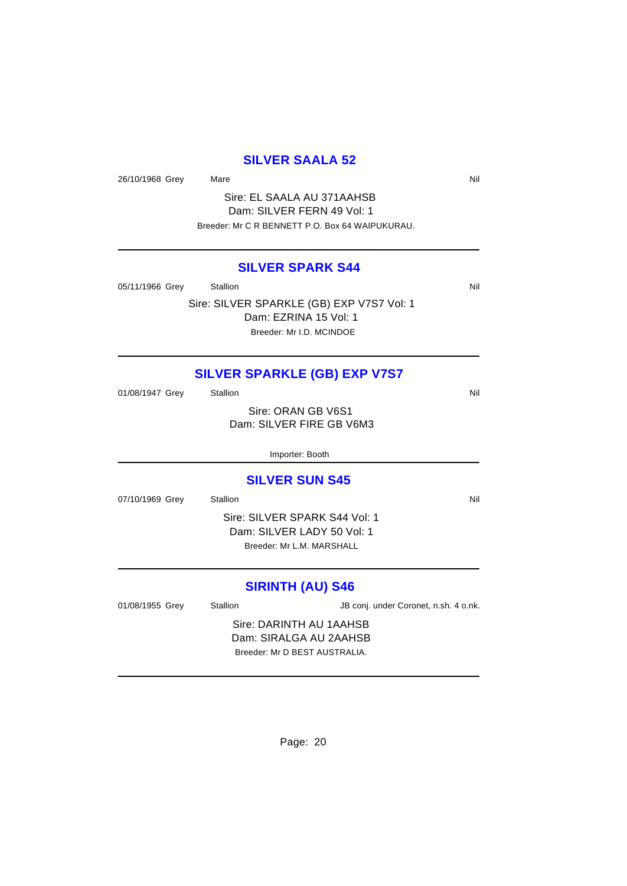## SILVER SAALA 52

26/10/1968 Grey Mare Nil

Sire: EL SAALA AU 371AAHSB
Dam: SILVER FERN 49 Vol: 1
Breeder: Mr C R BENNETT P.O. Box 64 WAIPUKURAU.

---

## SILVER SPARK S44

05/11/1966 Grey Stallion Nil

Sire: SILVER SPARKLE (GB) EXP V7S7 Vol: 1
Dam: EZRINA 15 Vol: 1
Breeder: Mr I.D. MCINDOE

---

## SILVER SPARKLE (GB) EXP V7S7

01/08/1947 Grey Stallion Nil

Sire: ORAN GB V6S1
Dam: SILVER FIRE GB V6M3

Importer: Booth

---

## SILVER SUN S45

07/10/1969 Grey Stallion Nil

Sire: SILVER SPARK S44 Vol: 1
Dam: SILVER LADY 50 Vol: 1
Breeder: Mr L.M. MARSHALL

---

## SIRINTH (AU) S46

01/08/1955 Grey Stallion JB conj. under Coronet, n.sh. 4 o.nk.

Sire: DARINTH AU 1AAHSB
Dam: SIRALGA AU 2AAHSB
Breeder: Mr D BEST AUSTRALIA.

---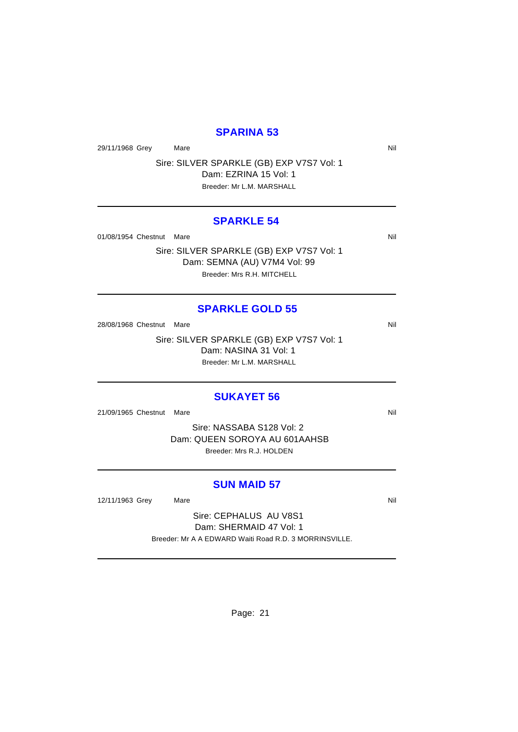## SPARINA 53

29/11/1968 Grey Mare Nil

Sire: SILVER SPARKLE (GB) EXP V7S7 Vol: 1
Dam: EZRINA 15 Vol: 1
Breeder: Mr L.M. MARSHALL

---

## SPARKLE 54

01/08/1954 Chestnut Mare Nil

Sire: SILVER SPARKLE (GB) EXP V7S7 Vol: 1
Dam: SEMNA (AU) V7M4 Vol: 99
Breeder: Mrs R.H. MITCHELL

---

## SPARKLE GOLD 55

28/08/1968 Chestnut Mare Nil

Sire: SILVER SPARKLE (GB) EXP V7S7 Vol: 1
Dam: NASINA 31 Vol: 1
Breeder: Mr L.M. MARSHALL

---

## SUKAYET 56

21/09/1965 Chestnut Mare Nil

Sire: NASSABA S128 Vol: 2
Dam: QUEEN SOROYA AU 601AAHSB
Breeder: Mrs R.J. HOLDEN

---

## SUN MAID 57

12/11/1963 Grey Mare Nil

Sire: CEPHALUS AU V8S1
Dam: SHERMAID 47 Vol: 1
Breeder: Mr A A EDWARD Waiti Road R.D. 3 MORRINSVILLE.

---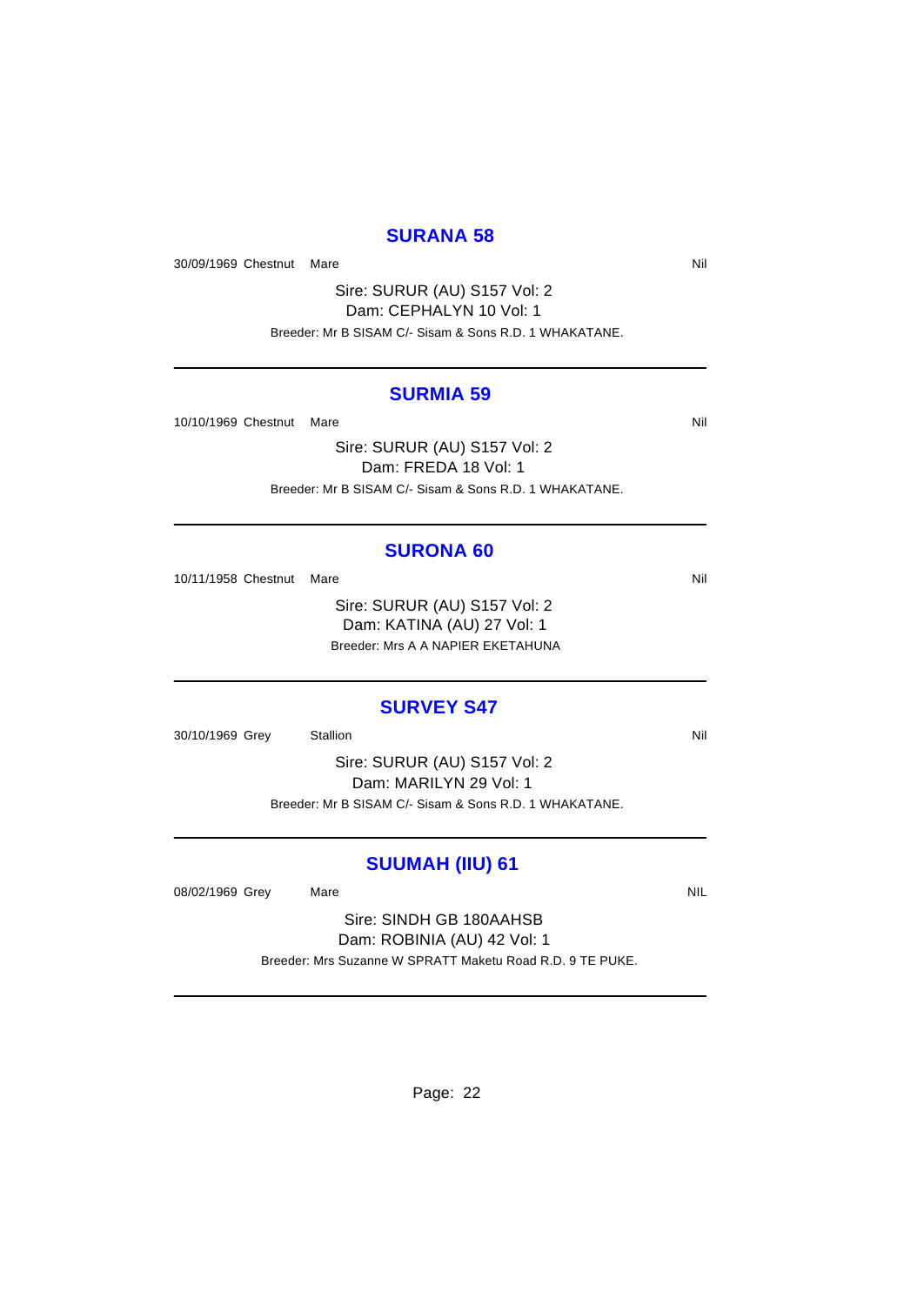## SURANA 58

30/09/1969 Chestnut Mare Nil

Sire: SURUR (AU) S157 Vol: 2
Dam: CEPHALYN 10 Vol: 1
Breeder: Mr B SISAM C/- Sisam & Sons R.D. 1 WHAKATANE.

---

## SURMIA 59

10/10/1969 Chestnut Mare Nil

Sire: SURUR (AU) S157 Vol: 2
Dam: FREDA 18 Vol: 1
Breeder: Mr B SISAM C/- Sisam & Sons R.D. 1 WHAKATANE.

---

## SURONA 60

10/11/1958 Chestnut Mare Nil

Sire: SURUR (AU) S157 Vol: 2
Dam: KATINA (AU) 27 Vol: 1
Breeder: Mrs A A NAPIER EKETAHUNA

---

## SURVEY S47

30/10/1969 Grey Stallion Nil

Sire: SURUR (AU) S157 Vol: 2
Dam: MARILYN 29 Vol: 1
Breeder: Mr B SISAM C/- Sisam & Sons R.D. 1 WHAKATANE.

---

## SUUMAH (IIU) 61

08/02/1969 Grey Mare NIL

Sire: SINDH GB 180AAHSB
Dam: ROBINIA (AU) 42 Vol: 1
Breeder: Mrs Suzanne W SPRATT Maketu Road R.D. 9 TE PUKE.

---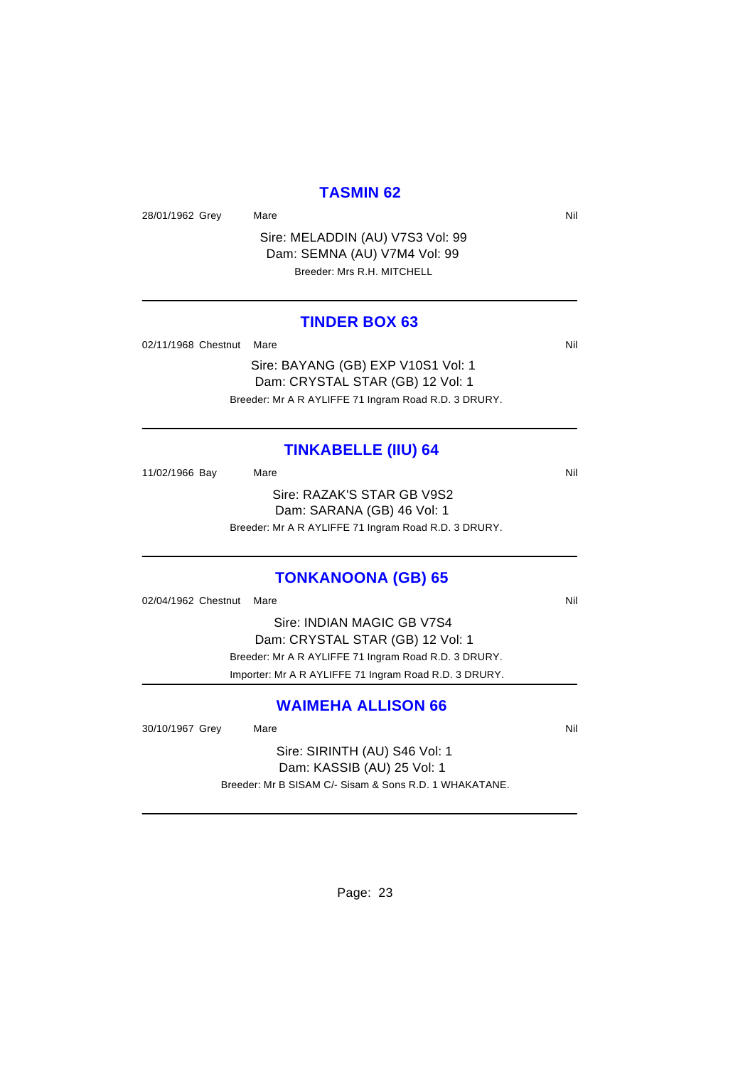## TASMIN 62

28/01/1962 Grey Mare Nil

Sire: MELADDIN (AU) V7S3 Vol: 99
Dam: SEMNA (AU) V7M4 Vol: 99
Breeder: Mrs R.H. MITCHELL

---

## TINDER BOX 63

02/11/1968 Chestnut Mare Nil

Sire: BAYANG (GB) EXP V10S1 Vol: 1
Dam: CRYSTAL STAR (GB) 12 Vol: 1
Breeder: Mr A R AYLIFFE 71 Ingram Road R.D. 3 DRURY.

---

## TINKABELLE (IIU) 64

11/02/1966 Bay Mare Nil

Sire: RAZAK'S STAR GB V9S2
Dam: SARANA (GB) 46 Vol: 1
Breeder: Mr A R AYLIFFE 71 Ingram Road R.D. 3 DRURY.

---

## TONKANOONA (GB) 65

02/04/1962 Chestnut Mare Nil

Sire: INDIAN MAGIC GB V7S4
Dam: CRYSTAL STAR (GB) 12 Vol: 1
Breeder: Mr A R AYLIFFE 71 Ingram Road R.D. 3 DRURY.
Importer: Mr A R AYLIFFE 71 Ingram Road R.D. 3 DRURY.

---

## WAIMEHA ALLISON 66

30/10/1967 Grey Mare Nil

Sire: SIRINTH (AU) S46 Vol: 1
Dam: KASSIB (AU) 25 Vol: 1
Breeder: Mr B SISAM C/- Sisam & Sons R.D. 1 WHAKATANE.

---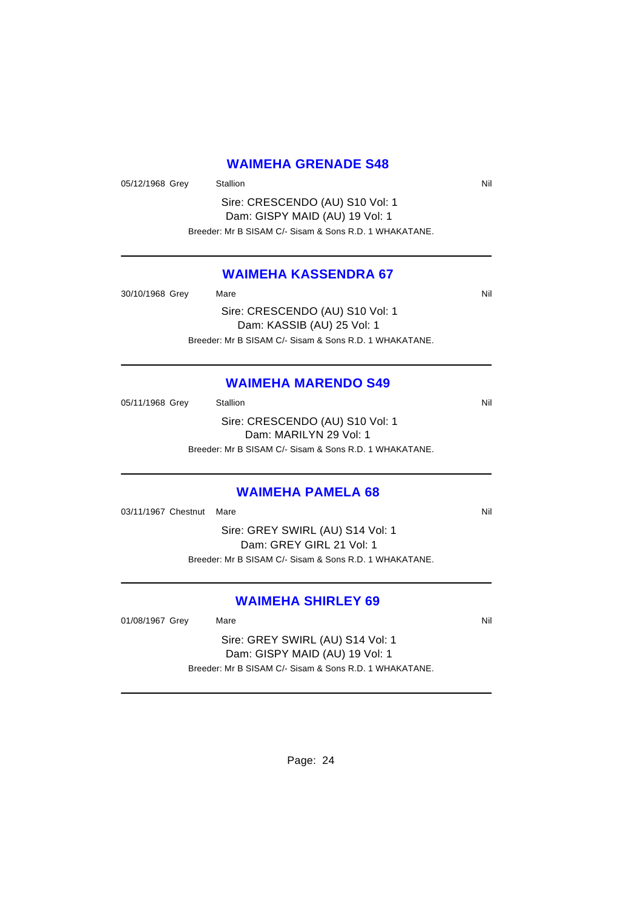## WAIMEHA GRENADE S48

05/12/1968 Grey Stallion Nil

Sire: CRESCENDO (AU) S10 Vol: 1
Dam: GISPY MAID (AU) 19 Vol: 1
Breeder: Mr B SISAM C/- Sisam & Sons R.D. 1 WHAKATANE.

---

## WAIMEHA KASSENDRA 67

30/10/1968 Grey Mare Nil

Sire: CRESCENDO (AU) S10 Vol: 1
Dam: KASSIB (AU) 25 Vol: 1
Breeder: Mr B SISAM C/- Sisam & Sons R.D. 1 WHAKATANE.

---

## WAIMEHA MARENDO S49

05/11/1968 Grey Stallion Nil

Sire: CRESCENDO (AU) S10 Vol: 1
Dam: MARILYN 29 Vol: 1
Breeder: Mr B SISAM C/- Sisam & Sons R.D. 1 WHAKATANE.

---

## WAIMEHA PAMELA 68

03/11/1967 Chestnut Mare Nil

Sire: GREY SWIRL (AU) S14 Vol: 1
Dam: GREY GIRL 21 Vol: 1
Breeder: Mr B SISAM C/- Sisam & Sons R.D. 1 WHAKATANE.

---

## WAIMEHA SHIRLEY 69

01/08/1967 Grey Mare Nil

Sire: GREY SWIRL (AU) S14 Vol: 1
Dam: GISPY MAID (AU) 19 Vol: 1
Breeder: Mr B SISAM C/- Sisam & Sons R.D. 1 WHAKATANE.

---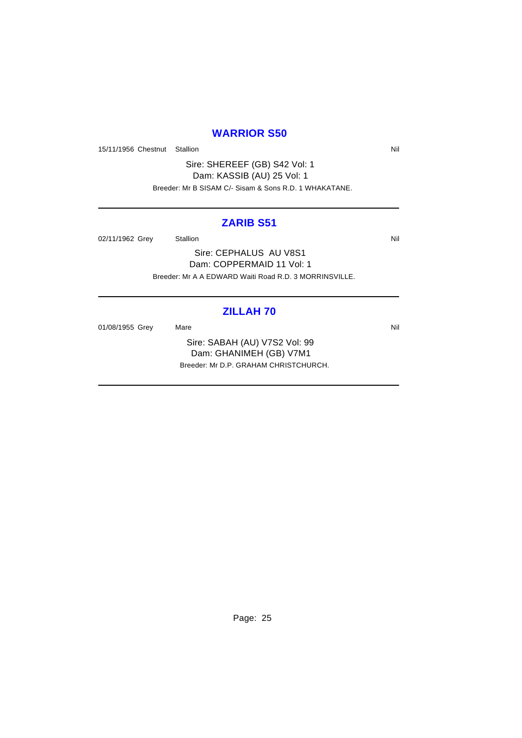## WARRIOR S50

15/11/1956 Chestnut Stallion Nil

Sire: SHEREEF (GB) S42 Vol: 1
Dam: KASSIB (AU) 25 Vol: 1
Breeder: Mr B SISAM C/- Sisam & Sons R.D. 1 WHAKATANE.

---

## ZARIB S51

02/11/1962 Grey Stallion Nil

Sire: CEPHALUS AU V8S1
Dam: COPPERMAID 11 Vol: 1
Breeder: Mr A A EDWARD Waiti Road R.D. 3 MORRINSVILLE.

---

## ZILLAH 70

01/08/1955 Grey Mare Nil

Sire: SABAH (AU) V7S2 Vol: 99
Dam: GHANIMEH (GB) V7M1
Breeder: Mr D.P. GRAHAM CHRISTCHURCH.

---